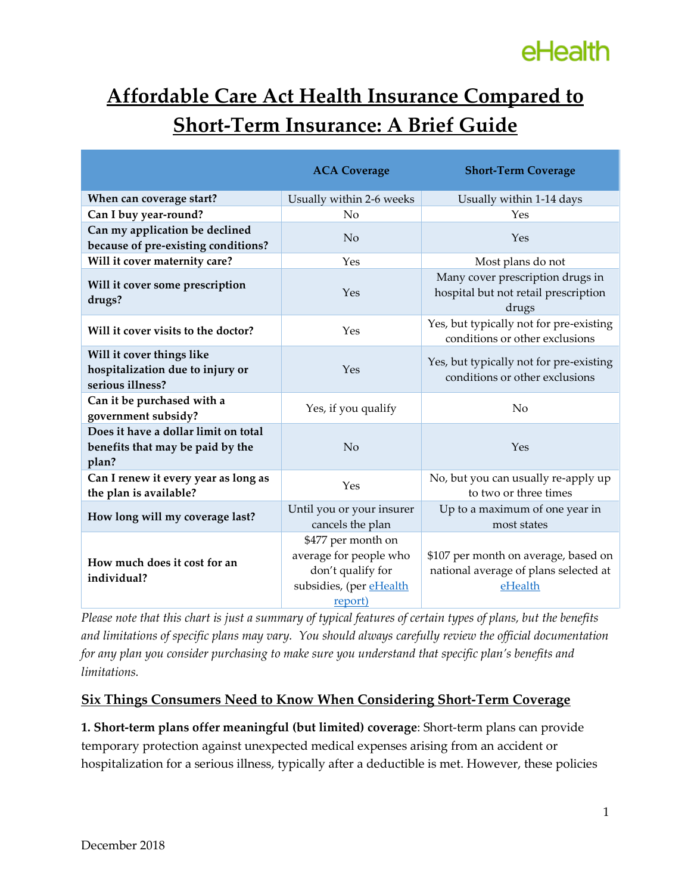# Affordable Care Act Health Insurance Compared to Short-Term Insurance: A Brief Guide

| | ACA Coverage | Short-Term Coverage |
|---|---|---|
| **When can coverage start?** | Usually within 2-6 weeks | Usually within 1-14 days |
| **Can I buy year-round?** | No | Yes |
| **Can my application be declined because of pre-existing conditions?** | No | Yes |
| **Will it cover maternity care?** | Yes | Most plans do not |
| **Will it cover some prescription drugs?** | Yes | Many cover prescription drugs in hospital but not retail prescription drugs |
| **Will it cover visits to the doctor?** | Yes | Yes, but typically not for pre-existing conditions or other exclusions |
| **Will it cover things like hospitalization due to injury or serious illness?** | Yes | Yes, but typically not for pre-existing conditions or other exclusions |
| **Can it be purchased with a government subsidy?** | Yes, if you qualify | No |
| **Does it have a dollar limit on total benefits that may be paid by the plan?** | No | Yes |
| **Can I renew it every year as long as the plan is available?** | Yes | No, but you can usually re-apply up to two or three times |
| **How long will my coverage last?** | Until you or your insurer cancels the plan | Up to a maximum of one year in most states |
| **How much does it cost for an individual?** | $477 per month on average for people who don't qualify for subsidies, (per eHealth report) | $107 per month on average, based on national average of plans selected at eHealth |

*Please note that this chart is just a summary of typical features of certain types of plans, but the benefits and limitations of specific plans may vary. You should always carefully review the official documentation for any plan you consider purchasing to make sure you understand that specific plan's benefits and limitations.*

## Six Things Consumers Need to Know When Considering Short-Term Coverage

**1. Short-term plans offer meaningful (but limited) coverage**: Short-term plans can provide temporary protection against unexpected medical expenses arising from an accident or hospitalization for a serious illness, typically after a deductible is met. However, these policies

December 2018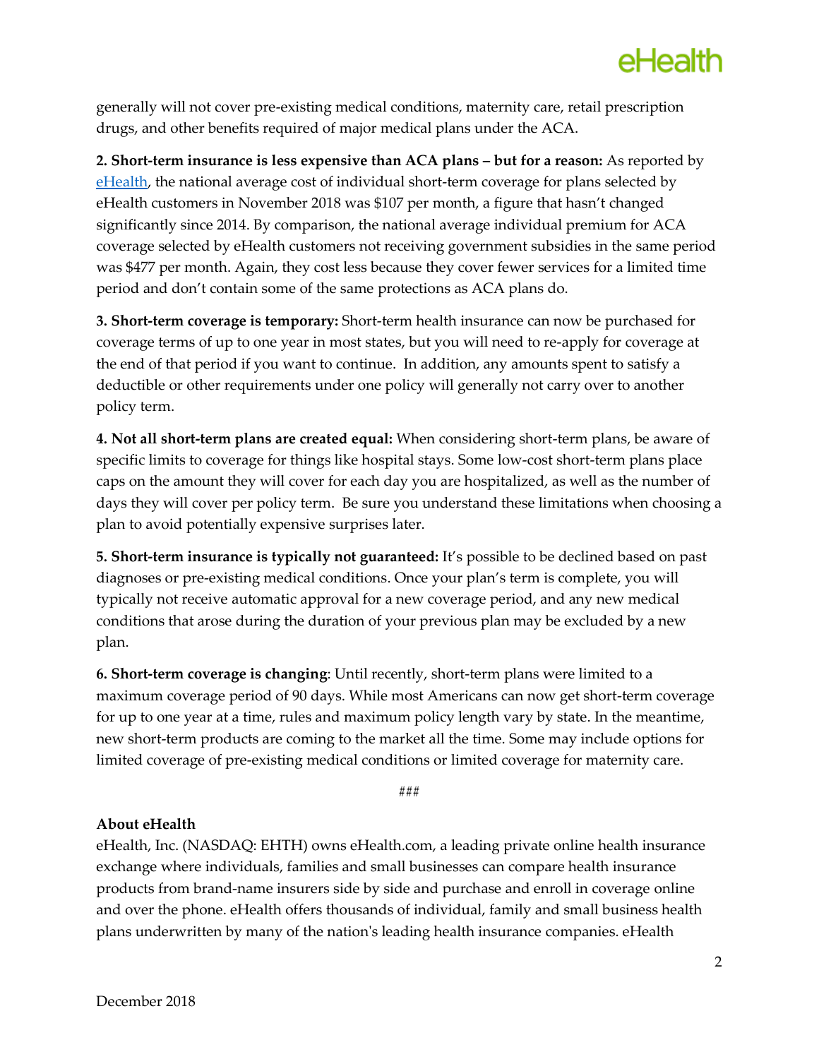generally will not cover pre-existing medical conditions, maternity care, retail prescription drugs, and other benefits required of major medical plans under the ACA.

**2. Short-term insurance is less expensive than ACA plans – but for a reason:** As reported by eHealth, the national average cost of individual short-term coverage for plans selected by eHealth customers in November 2018 was $107 per month, a figure that hasn't changed significantly since 2014. By comparison, the national average individual premium for ACA coverage selected by eHealth customers not receiving government subsidies in the same period was $477 per month. Again, they cost less because they cover fewer services for a limited time period and don't contain some of the same protections as ACA plans do.

**3. Short-term coverage is temporary:** Short-term health insurance can now be purchased for coverage terms of up to one year in most states, but you will need to re-apply for coverage at the end of that period if you want to continue. In addition, any amounts spent to satisfy a deductible or other requirements under one policy will generally not carry over to another policy term.

**4. Not all short-term plans are created equal:** When considering short-term plans, be aware of specific limits to coverage for things like hospital stays. Some low-cost short-term plans place caps on the amount they will cover for each day you are hospitalized, as well as the number of days they will cover per policy term. Be sure you understand these limitations when choosing a plan to avoid potentially expensive surprises later.

**5. Short-term insurance is typically not guaranteed:** It's possible to be declined based on past diagnoses or pre-existing medical conditions. Once your plan's term is complete, you will typically not receive automatic approval for a new coverage period, and any new medical conditions that arose during the duration of your previous plan may be excluded by a new plan.

**6. Short-term coverage is changing**: Until recently, short-term plans were limited to a maximum coverage period of 90 days. While most Americans can now get short-term coverage for up to one year at a time, rules and maximum policy length vary by state. In the meantime, new short-term products are coming to the market all the time. Some may include options for limited coverage of pre-existing medical conditions or limited coverage for maternity care.

###

**About eHealth**

eHealth, Inc. (NASDAQ: EHTH) owns eHealth.com, a leading private online health insurance exchange where individuals, families and small businesses can compare health insurance products from brand-name insurers side by side and purchase and enroll in coverage online and over the phone. eHealth offers thousands of individual, family and small business health plans underwritten by many of the nation's leading health insurance companies. eHealth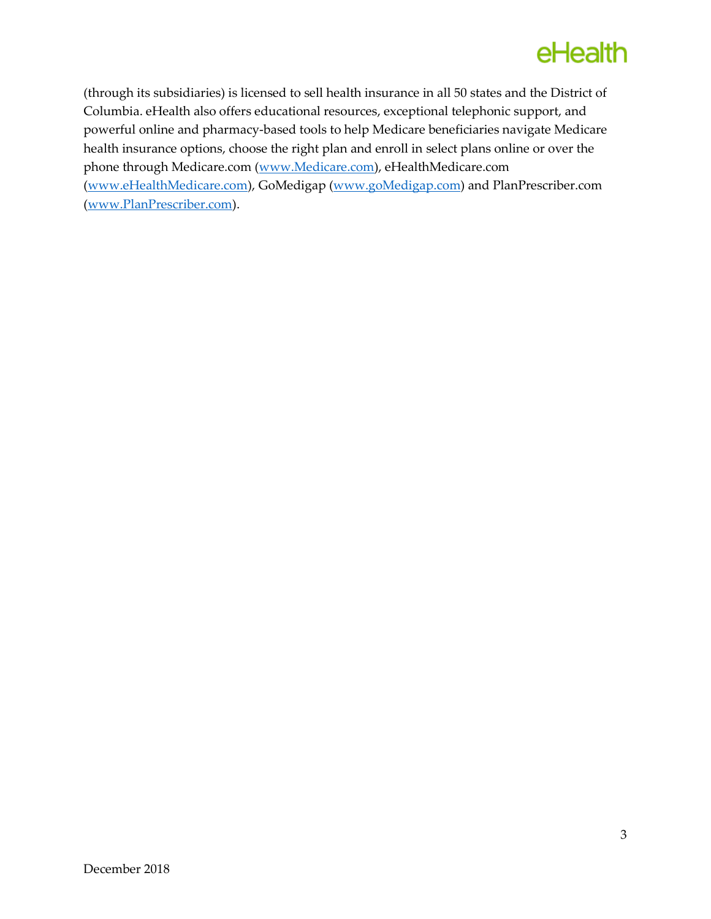(through its subsidiaries) is licensed to sell health insurance in all 50 states and the District of Columbia. eHealth also offers educational resources, exceptional telephonic support, and powerful online and pharmacy-based tools to help Medicare beneficiaries navigate Medicare health insurance options, choose the right plan and enroll in select plans online or over the phone through Medicare.com ([www.Medicare.com](http://www.Medicare.com)), eHealthMedicare.com ([www.eHealthMedicare.com](http://www.eHealthMedicare.com)), GoMedigap ([www.goMedigap.com](http://www.goMedigap.com)) and PlanPrescriber.com ([www.PlanPrescriber.com](http://www.PlanPrescriber.com)).